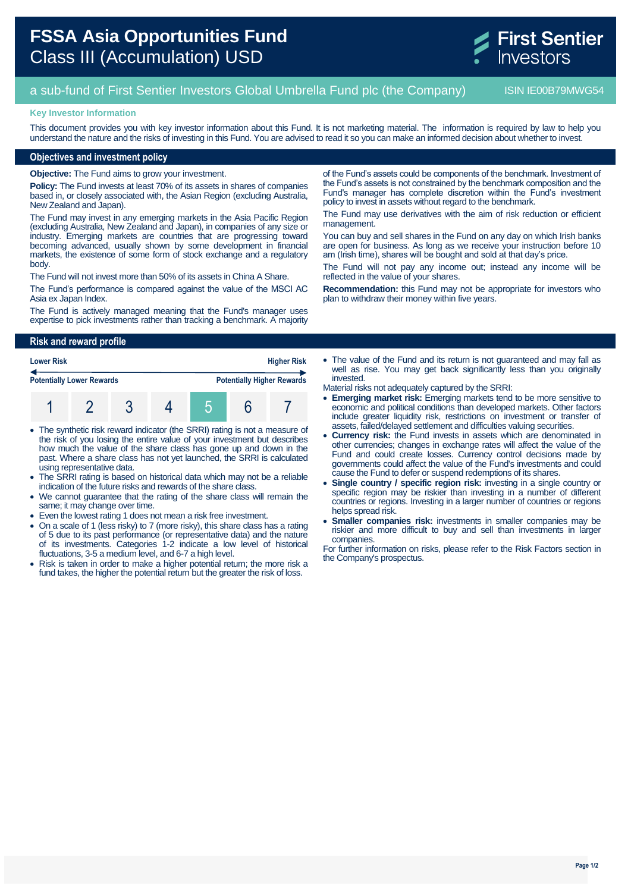# FSSA Asia Opportunities Fund
## Class III (Accumulation) USD

First Sentier Investors

a sub-fund of First Sentier Investors Global Umbrella Fund plc (the Company) — ISIN IE00B79MWG54

**Key Investor Information**

This document provides you with key investor information about this Fund. It is not marketing material. The information is required by law to help you understand the nature and the risks of investing in this Fund. You are advised to read it so you can make an informed decision about whether to invest.

## Objectives and investment policy

**Objective:** The Fund aims to grow your investment.

**Policy:** The Fund invests at least 70% of its assets in shares of companies based in, or closely associated with, the Asian Region (excluding Australia, New Zealand and Japan).

The Fund may invest in any emerging markets in the Asia Pacific Region (excluding Australia, New Zealand and Japan), in companies of any size or industry. Emerging markets are countries that are progressing toward becoming advanced, usually shown by some development in financial markets, the existence of some form of stock exchange and a regulatory body.

The Fund will not invest more than 50% of its assets in China A Share.

The Fund's performance is compared against the value of the MSCI AC Asia ex Japan Index.

The Fund is actively managed meaning that the Fund's manager uses expertise to pick investments rather than tracking a benchmark. A majority of the Fund's assets could be components of the benchmark. Investment of the Fund's assets is not constrained by the benchmark composition and the Fund's manager has complete discretion within the Fund's investment policy to invest in assets without regard to the benchmark.

The Fund may use derivatives with the aim of risk reduction or efficient management.

You can buy and sell shares in the Fund on any day on which Irish banks are open for business. As long as we receive your instruction before 10 am (Irish time), shares will be bought and sold at that day's price.

The Fund will not pay any income out; instead any income will be reflected in the value of your shares.

**Recommendation:** this Fund may not be appropriate for investors who plan to withdraw their money within five years.

## Risk and reward profile

**Lower Risk** ← → **Higher Risk**

**Potentially Lower Rewards** — **Potentially Higher Rewards**

| 1 | 2 | 3 | 4 | **5** | 6 | 7 |
|---|---|---|---|---|---|---|

- The synthetic risk reward indicator (the SRRI) rating is not a measure of the risk of you losing the entire value of your investment but describes how much the value of the share class has gone up and down in the past. Where a share class has not yet launched, the SRRI is calculated using representative data.
- The SRRI rating is based on historical data which may not be a reliable indication of the future risks and rewards of the share class.
- We cannot guarantee that the rating of the share class will remain the same; it may change over time.
- Even the lowest rating 1 does not mean a risk free investment.
- On a scale of 1 (less risky) to 7 (more risky), this share class has a rating of 5 due to its past performance (or representative data) and the nature of its investments. Categories 1-2 indicate a low level of historical fluctuations, 3-5 a medium level, and 6-7 a high level.
- Risk is taken in order to make a higher potential return; the more risk a fund takes, the higher the potential return but the greater the risk of loss.
- The value of the Fund and its return is not guaranteed and may fall as well as rise. You may get back significantly less than you originally invested.

Material risks not adequately captured by the SRRI:

- **Emerging market risk:** Emerging markets tend to be more sensitive to economic and political conditions than developed markets. Other factors include greater liquidity risk, restrictions on investment or transfer of assets, failed/delayed settlement and difficulties valuing securities.
- **Currency risk:** the Fund invests in assets which are denominated in other currencies; changes in exchange rates will affect the value of the Fund and could create losses. Currency control decisions made by governments could affect the value of the Fund's investments and could cause the Fund to defer or suspend redemptions of its shares.
- **Single country / specific region risk:** investing in a single country or specific region may be riskier than investing in a number of different countries or regions. Investing in a larger number of countries or regions helps spread risk.
- **Smaller companies risk:** investments in smaller companies may be riskier and more difficult to buy and sell than investments in larger companies.

For further information on risks, please refer to the Risk Factors section in the Company's prospectus.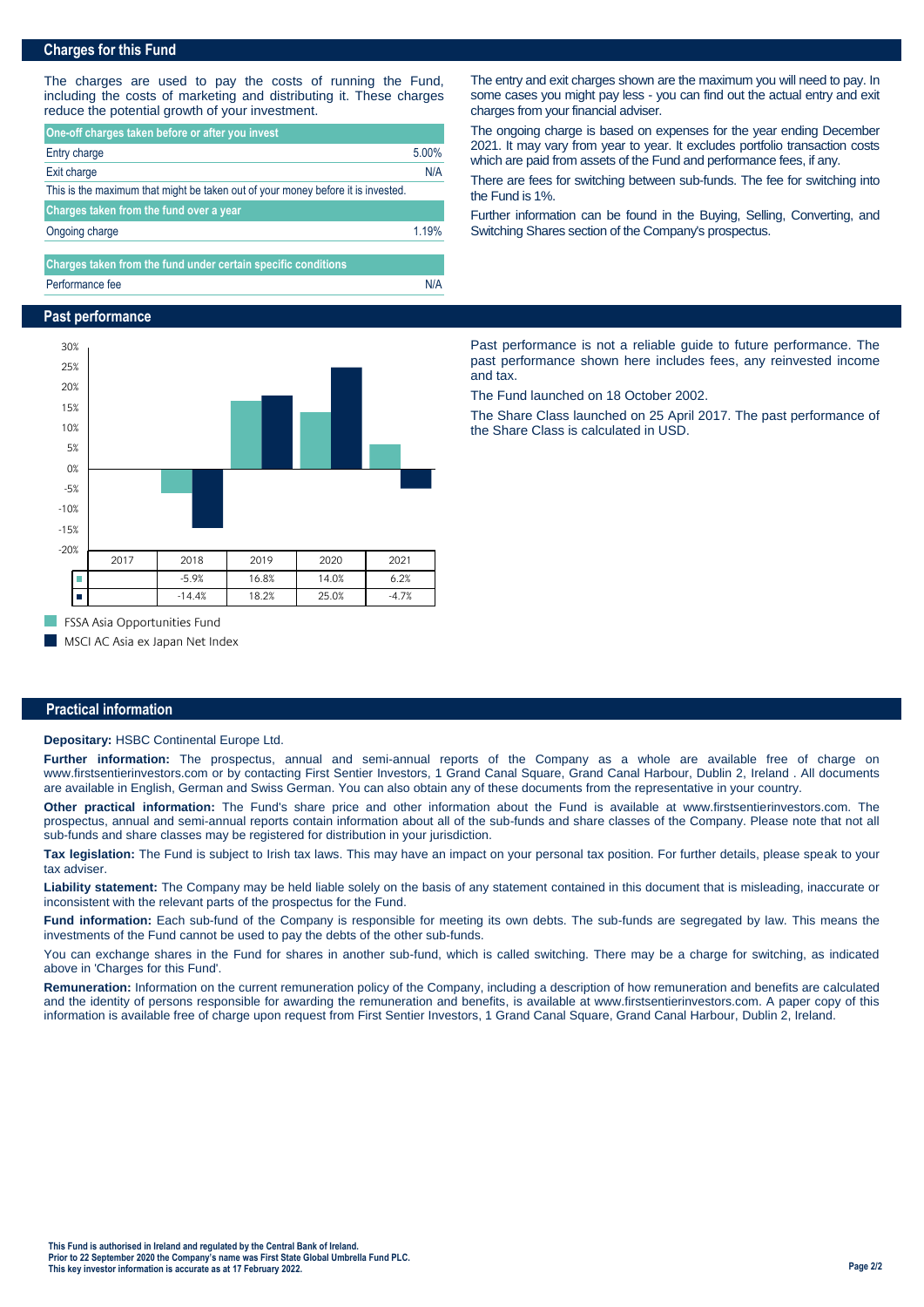## Charges for this Fund

The charges are used to pay the costs of running the Fund, including the costs of marketing and distributing it. These charges reduce the potential growth of your investment.

| One-off charges taken before or after you invest | |
|---|---|
| Entry charge | 5.00% |
| Exit charge | N/A |
| This is the maximum that might be taken out of your money before it is invested. | |
| **Charges taken from the fund over a year** | |
| Ongoing charge | 1.19% |
| **Charges taken from the fund under certain specific conditions** | |
| Performance fee | N/A |

The entry and exit charges shown are the maximum you will need to pay. In some cases you might pay less - you can find out the actual entry and exit charges from your financial adviser.

The ongoing charge is based on expenses for the year ending December 2021. It may vary from year to year. It excludes portfolio transaction costs which are paid from assets of the Fund and performance fees, if any.

There are fees for switching between sub-funds. The fee for switching into the Fund is 1%.

Further information can be found in the Buying, Selling, Converting, and Switching Shares section of the Company's prospectus.

## Past performance

30%
25%
20%
15%
10%
5%
0%
-5%
-10%
-15%
-20%

2017 2018 2019 2020 2021

FSSA Asia Opportunities Fund: -5.9% 16.8% 14.0% 6.2%

MSCI AC Asia ex Japan Net Index: -14.4% 18.2% 25.0% -4.7%

Past performance is not a reliable guide to future performance. The past performance shown here includes fees, any reinvested income and tax.

The Fund launched on 18 October 2002.

The Share Class launched on 25 April 2017. The past performance of the Share Class is calculated in USD.

## Practical information

**Depositary:** HSBC Continental Europe Ltd.

**Further information:** The prospectus, annual and semi-annual reports of the Company as a whole are available free of charge on www.firstsentierinvestors.com or by contacting First Sentier Investors, 1 Grand Canal Square, Grand Canal Harbour, Dublin 2, Ireland . All documents are available in English, German and Swiss German. You can also obtain any of these documents from the representative in your country.

**Other practical information:** The Fund's share price and other information about the Fund is available at www.firstsentierinvestors.com. The prospectus, annual and semi-annual reports contain information about all of the sub-funds and share classes of the Company. Please note that not all sub-funds and share classes may be registered for distribution in your jurisdiction.

**Tax legislation:** The Fund is subject to Irish tax laws. This may have an impact on your personal tax position. For further details, please speak to your tax adviser.

**Liability statement:** The Company may be held liable solely on the basis of any statement contained in this document that is misleading, inaccurate or inconsistent with the relevant parts of the prospectus for the Fund.

**Fund information:** Each sub-fund of the Company is responsible for meeting its own debts. The sub-funds are segregated by law. This means the investments of the Fund cannot be used to pay the debts of the other sub-funds.

You can exchange shares in the Fund for shares in another sub-fund, which is called switching. There may be a charge for switching, as indicated above in 'Charges for this Fund'.

**Remuneration:** Information on the current remuneration policy of the Company, including a description of how remuneration and benefits are calculated and the identity of persons responsible for awarding the remuneration and benefits, is available at www.firstsentierinvestors.com. A paper copy of this information is available free of charge upon request from First Sentier Investors, 1 Grand Canal Square, Grand Canal Harbour, Dublin 2, Ireland.

**This Fund is authorised in Ireland and regulated by the Central Bank of Ireland.**
**Prior to 22 September 2020 the Company's name was First State Global Umbrella Fund PLC.**
**This key investor information is accurate as at 17 February 2022.**